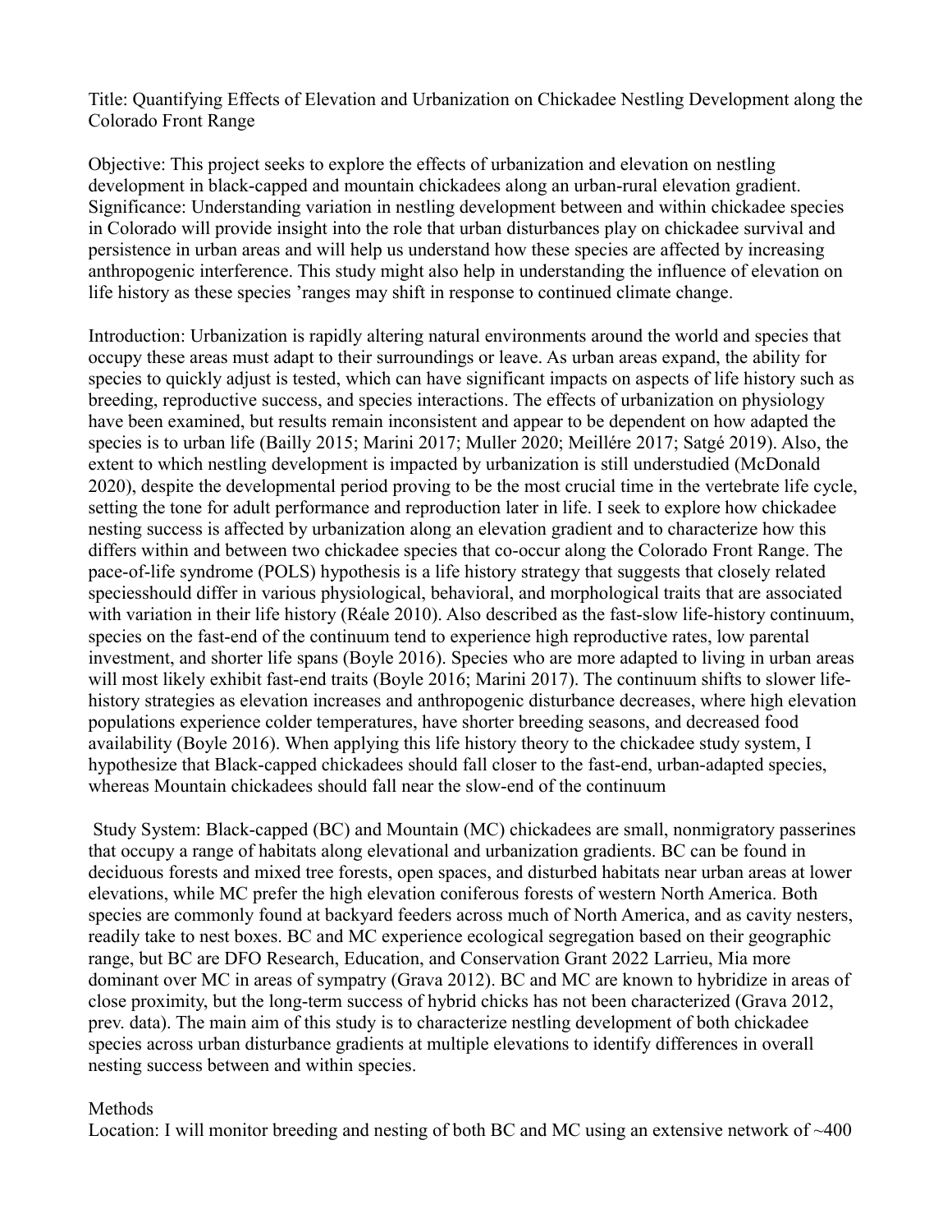Title: Quantifying Effects of Elevation and Urbanization on Chickadee Nestling Development along the Colorado Front Range

Objective: This project seeks to explore the effects of urbanization and elevation on nestling development in black-capped and mountain chickadees along an urban-rural elevation gradient.
Significance: Understanding variation in nestling development between and within chickadee species in Colorado will provide insight into the role that urban disturbances play on chickadee survival and persistence in urban areas and will help us understand how these species are affected by increasing anthropogenic interference. This study might also help in understanding the influence of elevation on life history as these species 'ranges may shift in response to continued climate change.

Introduction: Urbanization is rapidly altering natural environments around the world and species that occupy these areas must adapt to their surroundings or leave. As urban areas expand, the ability for species to quickly adjust is tested, which can have significant impacts on aspects of life history such as breeding, reproductive success, and species interactions. The effects of urbanization on physiology have been examined, but results remain inconsistent and appear to be dependent on how adapted the species is to urban life (Bailly 2015; Marini 2017; Muller 2020; Meillére 2017; Satgé 2019). Also, the extent to which nestling development is impacted by urbanization is still understudied (McDonald 2020), despite the developmental period proving to be the most crucial time in the vertebrate life cycle, setting the tone for adult performance and reproduction later in life. I seek to explore how chickadee nesting success is affected by urbanization along an elevation gradient and to characterize how this differs within and between two chickadee species that co-occur along the Colorado Front Range. The pace-of-life syndrome (POLS) hypothesis is a life history strategy that suggests that closely related speciesshould differ in various physiological, behavioral, and morphological traits that are associated with variation in their life history (Réale 2010). Also described as the fast-slow life-history continuum, species on the fast-end of the continuum tend to experience high reproductive rates, low parental investment, and shorter life spans (Boyle 2016). Species who are more adapted to living in urban areas will most likely exhibit fast-end traits (Boyle 2016; Marini 2017). The continuum shifts to slower life-history strategies as elevation increases and anthropogenic disturbance decreases, where high elevation populations experience colder temperatures, have shorter breeding seasons, and decreased food availability (Boyle 2016). When applying this life history theory to the chickadee study system, I hypothesize that Black-capped chickadees should fall closer to the fast-end, urban-adapted species, whereas Mountain chickadees should fall near the slow-end of the continuum

Study System: Black-capped (BC) and Mountain (MC) chickadees are small, nonmigratory passerines that occupy a range of habitats along elevational and urbanization gradients. BC can be found in deciduous forests and mixed tree forests, open spaces, and disturbed habitats near urban areas at lower elevations, while MC prefer the high elevation coniferous forests of western North America. Both species are commonly found at backyard feeders across much of North America, and as cavity nesters, readily take to nest boxes. BC and MC experience ecological segregation based on their geographic range, but BC are DFO Research, Education, and Conservation Grant 2022 Larrieu, Mia more dominant over MC in areas of sympatry (Grava 2012). BC and MC are known to hybridize in areas of close proximity, but the long-term success of hybrid chicks has not been characterized (Grava 2012, prev. data). The main aim of this study is to characterize nestling development of both chickadee species across urban disturbance gradients at multiple elevations to identify differences in overall nesting success between and within species.

Methods
Location: I will monitor breeding and nesting of both BC and MC using an extensive network of ~400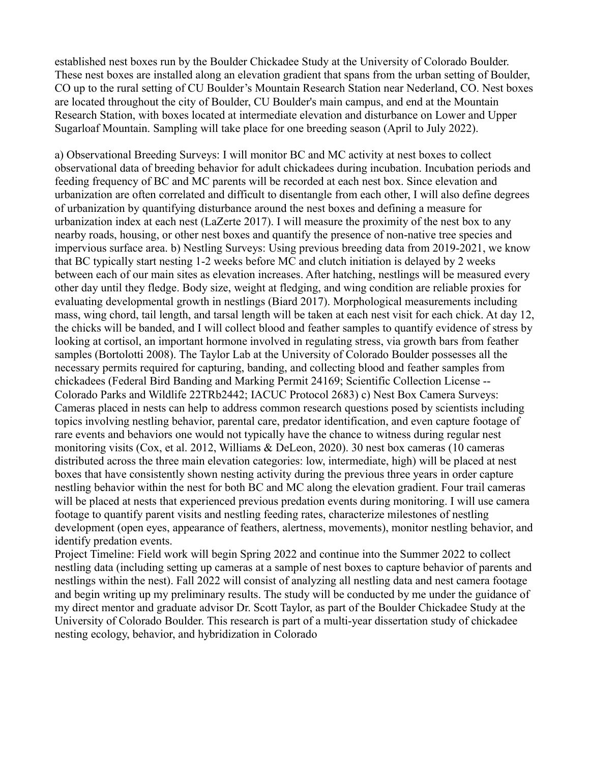established nest boxes run by the Boulder Chickadee Study at the University of Colorado Boulder. These nest boxes are installed along an elevation gradient that spans from the urban setting of Boulder, CO up to the rural setting of CU Boulder's Mountain Research Station near Nederland, CO. Nest boxes are located throughout the city of Boulder, CU Boulder's main campus, and end at the Mountain Research Station, with boxes located at intermediate elevation and disturbance on Lower and Upper Sugarloaf Mountain. Sampling will take place for one breeding season (April to July 2022).

a) Observational Breeding Surveys: I will monitor BC and MC activity at nest boxes to collect observational data of breeding behavior for adult chickadees during incubation. Incubation periods and feeding frequency of BC and MC parents will be recorded at each nest box. Since elevation and urbanization are often correlated and difficult to disentangle from each other, I will also define degrees of urbanization by quantifying disturbance around the nest boxes and defining a measure for urbanization index at each nest (LaZerte 2017). I will measure the proximity of the nest box to any nearby roads, housing, or other nest boxes and quantify the presence of non-native tree species and impervious surface area. b) Nestling Surveys: Using previous breeding data from 2019-2021, we know that BC typically start nesting 1-2 weeks before MC and clutch initiation is delayed by 2 weeks between each of our main sites as elevation increases. After hatching, nestlings will be measured every other day until they fledge. Body size, weight at fledging, and wing condition are reliable proxies for evaluating developmental growth in nestlings (Biard 2017). Morphological measurements including mass, wing chord, tail length, and tarsal length will be taken at each nest visit for each chick. At day 12, the chicks will be banded, and I will collect blood and feather samples to quantify evidence of stress by looking at cortisol, an important hormone involved in regulating stress, via growth bars from feather samples (Bortolotti 2008). The Taylor Lab at the University of Colorado Boulder possesses all the necessary permits required for capturing, banding, and collecting blood and feather samples from chickadees (Federal Bird Banding and Marking Permit 24169; Scientific Collection License -- Colorado Parks and Wildlife 22TRb2442; IACUC Protocol 2683) c) Nest Box Camera Surveys: Cameras placed in nests can help to address common research questions posed by scientists including topics involving nestling behavior, parental care, predator identification, and even capture footage of rare events and behaviors one would not typically have the chance to witness during regular nest monitoring visits (Cox, et al. 2012, Williams & DeLeon, 2020). 30 nest box cameras (10 cameras distributed across the three main elevation categories: low, intermediate, high) will be placed at nest boxes that have consistently shown nesting activity during the previous three years in order capture nestling behavior within the nest for both BC and MC along the elevation gradient. Four trail cameras will be placed at nests that experienced previous predation events during monitoring. I will use camera footage to quantify parent visits and nestling feeding rates, characterize milestones of nestling development (open eyes, appearance of feathers, alertness, movements), monitor nestling behavior, and identify predation events.

Project Timeline: Field work will begin Spring 2022 and continue into the Summer 2022 to collect nestling data (including setting up cameras at a sample of nest boxes to capture behavior of parents and nestlings within the nest). Fall 2022 will consist of analyzing all nestling data and nest camera footage and begin writing up my preliminary results. The study will be conducted by me under the guidance of my direct mentor and graduate advisor Dr. Scott Taylor, as part of the Boulder Chickadee Study at the University of Colorado Boulder. This research is part of a multi-year dissertation study of chickadee nesting ecology, behavior, and hybridization in Colorado